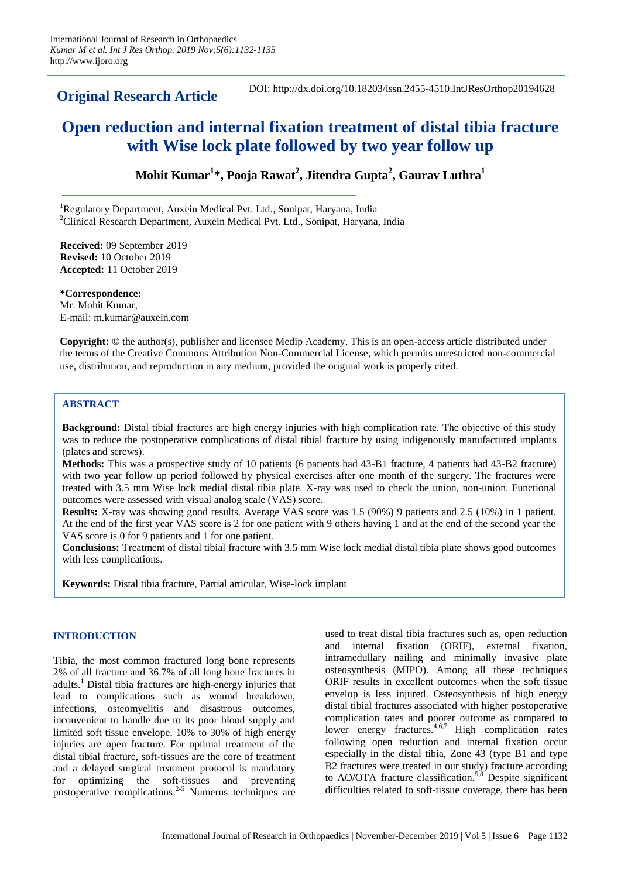**Original Research Article**

DOI: http://dx.doi.org/10.18203/issn.2455-4510.IntJResOrthop20194628

# Open reduction and internal fixation treatment of distal tibia fracture with Wise lock plate followed by two year follow up

**Mohit Kumar[1]*, Pooja Rawat[2], Jitendra Gupta[2], Gaurav Luthra[1]**

[1]Regulatory Department, Auxein Medical Pvt. Ltd., Sonipat, Haryana, India
[2]Clinical Research Department, Auxein Medical Pvt. Ltd., Sonipat, Haryana, India

**Received:** 09 September 2019
**Revised:** 10 October 2019
**Accepted:** 11 October 2019

***Correspondence:**
Mr. Mohit Kumar,
E-mail: m.kumar@auxein.com

**Copyright:** © the author(s), publisher and licensee Medip Academy. This is an open-access article distributed under the terms of the Creative Commons Attribution Non-Commercial License, which permits unrestricted non-commercial use, distribution, and reproduction in any medium, provided the original work is properly cited.

## ABSTRACT

**Background:** Distal tibial fractures are high energy injuries with high complication rate. The objective of this study was to reduce the postoperative complications of distal tibial fracture by using indigenously manufactured implants (plates and screws).

**Methods:** This was a prospective study of 10 patients (6 patients had 43-B1 fracture, 4 patients had 43-B2 fracture) with two year follow up period followed by physical exercises after one month of the surgery. The fractures were treated with 3.5 mm Wise lock medial distal tibia plate. X-ray was used to check the union, non-union. Functional outcomes were assessed with visual analog scale (VAS) score.

**Results:** X-ray was showing good results. Average VAS score was 1.5 (90%) 9 patients and 2.5 (10%) in 1 patient. At the end of the first year VAS score is 2 for one patient with 9 others having 1 and at the end of the second year the VAS score is 0 for 9 patients and 1 for one patient.

**Conclusions:** Treatment of distal tibial fracture with 3.5 mm Wise lock medial distal tibia plate shows good outcomes with less complications.

**Keywords:** Distal tibia fracture, Partial articular, Wise-lock implant

## INTRODUCTION

Tibia, the most common fractured long bone represents 2% of all fracture and 36.7% of all long bone fractures in adults.[1] Distal tibia fractures are high-energy injuries that lead to complications such as wound breakdown, infections, osteomyelitis and disastrous outcomes, inconvenient to handle due to its poor blood supply and limited soft tissue envelope. 10% to 30% of high energy injuries are open fracture. For optimal treatment of the distal tibial fracture, soft-tissues are the core of treatment and a delayed surgical treatment protocol is mandatory for optimizing the soft-tissues and preventing postoperative complications.[2-5] Numerus techniques are used to treat distal tibia fractures such as, open reduction and internal fixation (ORIF), external fixation, intramedullary nailing and minimally invasive plate osteosynthesis (MIPO). Among all these techniques ORIF results in excellent outcomes when the soft tissue envelop is less injured. Osteosynthesis of high energy distal tibial fractures associated with higher postoperative complication rates and poorer outcome as compared to lower energy fractures.[4,6,7] High complication rates following open reduction and internal fixation occur especially in the distal tibia, Zone 43 (type B1 and type B2 fractures were treated in our study) fracture according to AO/OTA fracture classification.[5,8] Despite significant difficulties related to soft-tissue coverage, there has been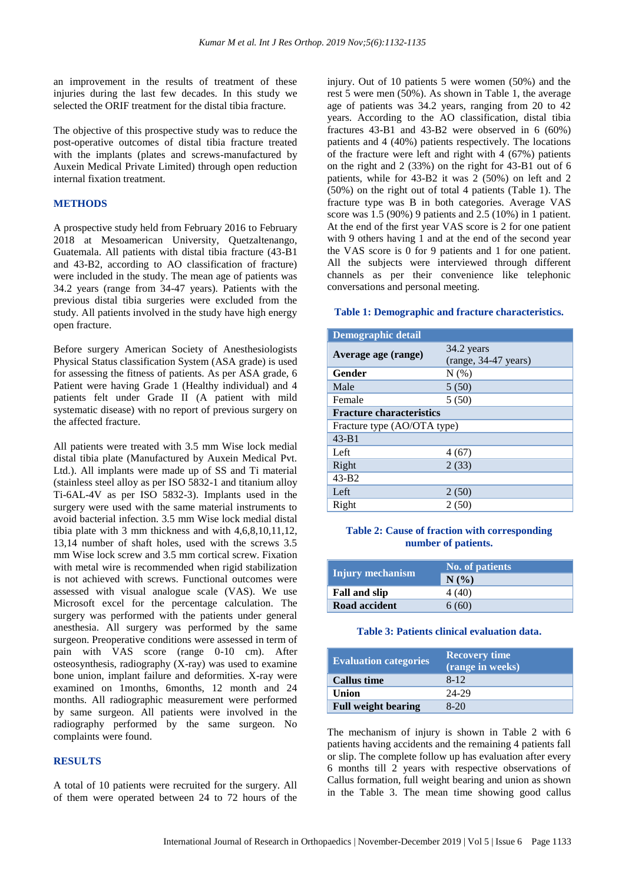an improvement in the results of treatment of these injuries during the last few decades. In this study we selected the ORIF treatment for the distal tibia fracture.

The objective of this prospective study was to reduce the post-operative outcomes of distal tibia fracture treated with the implants (plates and screws-manufactured by Auxein Medical Private Limited) through open reduction internal fixation treatment.

## METHODS

A prospective study held from February 2016 to February 2018 at Mesoamerican University, Quetzaltenango, Guatemala. All patients with distal tibia fracture (43-B1 and 43-B2, according to AO classification of fracture) were included in the study. The mean age of patients was 34.2 years (range from 34-47 years). Patients with the previous distal tibia surgeries were excluded from the study. All patients involved in the study have high energy open fracture.

Before surgery American Society of Anesthesiologists Physical Status classification System (ASA grade) is used for assessing the fitness of patients. As per ASA grade, 6 Patient were having Grade 1 (Healthy individual) and 4 patients felt under Grade II (A patient with mild systematic disease) with no report of previous surgery on the affected fracture.

All patients were treated with 3.5 mm Wise lock medial distal tibia plate (Manufactured by Auxein Medical Pvt. Ltd.). All implants were made up of SS and Ti material (stainless steel alloy as per ISO 5832-1 and titanium alloy Ti-6AL-4V as per ISO 5832-3). Implants used in the surgery were used with the same material instruments to avoid bacterial infection. 3.5 mm Wise lock medial distal tibia plate with 3 mm thickness and with 4,6,8,10,11,12, 13,14 number of shaft holes, used with the screws 3.5 mm Wise lock screw and 3.5 mm cortical screw. Fixation with metal wire is recommended when rigid stabilization is not achieved with screws. Functional outcomes were assessed with visual analogue scale (VAS). We use Microsoft excel for the percentage calculation. The surgery was performed with the patients under general anesthesia. All surgery was performed by the same surgeon. Preoperative conditions were assessed in term of pain with VAS score (range 0-10 cm). After osteosynthesis, radiography (X-ray) was used to examine bone union, implant failure and deformities. X-ray were examined on 1months, 6months, 12 month and 24 months. All radiographic measurement were performed by same surgeon. All patients were involved in the radiography performed by the same surgeon. No complaints were found.

## RESULTS

A total of 10 patients were recruited for the surgery. All of them were operated between 24 to 72 hours of the injury. Out of 10 patients 5 were women (50%) and the rest 5 were men (50%). As shown in Table 1, the average age of patients was 34.2 years, ranging from 20 to 42 years. According to the AO classification, distal tibia fractures 43-B1 and 43-B2 were observed in 6 (60%) patients and 4 (40%) patients respectively. The locations of the fracture were left and right with 4 (67%) patients on the right and 2 (33%) on the right for 43-B1 out of 6 patients, while for 43-B2 it was 2 (50%) on left and 2 (50%) on the right out of total 4 patients (Table 1). The fracture type was B in both categories. Average VAS score was 1.5 (90%) 9 patients and 2.5 (10%) in 1 patient. At the end of the first year VAS score is 2 for one patient with 9 others having 1 and at the end of the second year the VAS score is 0 for 9 patients and 1 for one patient. All the subjects were interviewed through different channels as per their convenience like telephonic conversations and personal meeting.

**Table 1: Demographic and fracture characteristics.**

| Demographic detail | |
|---|---|
| **Average age (range)** | 34.2 years (range, 34-47 years) |
| **Gender** | N (%) |
| Male | 5 (50) |
| Female | 5 (50) |
| **Fracture characteristics** | |
| Fracture type (AO/OTA type) | |
| 43-B1 | |
| Left | 4 (67) |
| Right | 2 (33) |
| 43-B2 | |
| Left | 2 (50) |
| Right | 2 (50) |

**Table 2: Cause of fraction with corresponding number of patients.**

| Injury mechanism | No. of patients N (%) |
|---|---|
| **Fall and slip** | 4 (40) |
| **Road accident** | 6 (60) |

**Table 3: Patients clinical evaluation data.**

| Evaluation categories | Recovery time (range in weeks) |
|---|---|
| **Callus time** | 8-12 |
| **Union** | 24-29 |
| **Full weight bearing** | 8-20 |

The mechanism of injury is shown in Table 2 with 6 patients having accidents and the remaining 4 patients fall or slip. The complete follow up has evaluation after every 6 months till 2 years with respective observations of Callus formation, full weight bearing and union as shown in the Table 3. The mean time showing good callus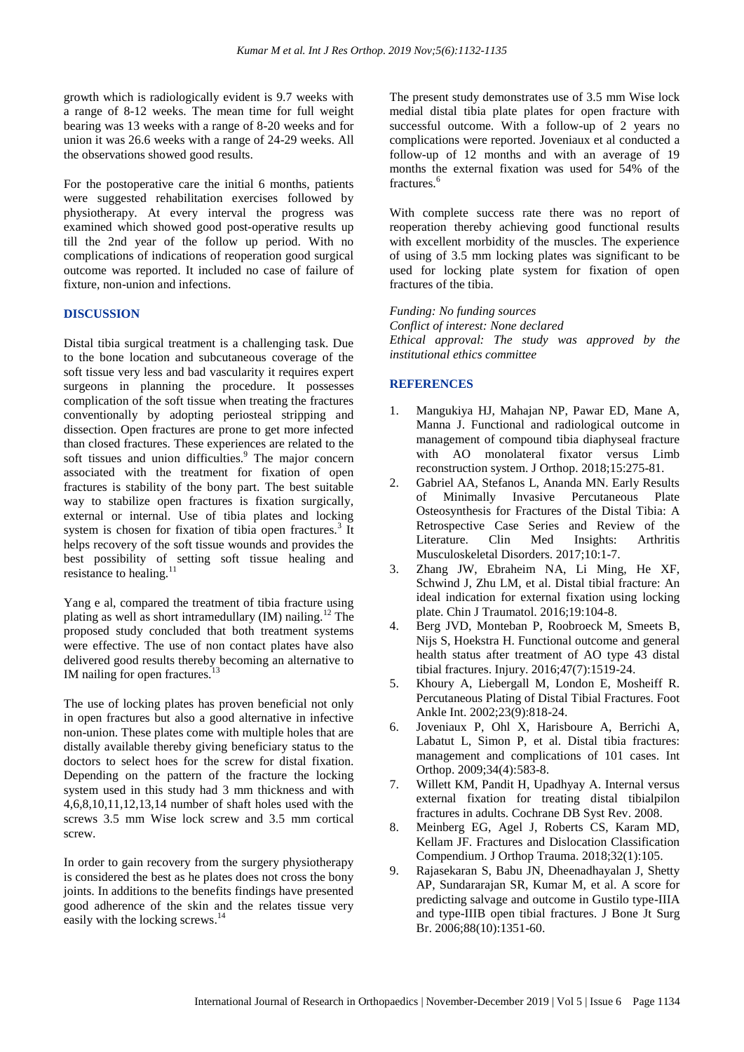growth which is radiologically evident is 9.7 weeks with a range of 8-12 weeks. The mean time for full weight bearing was 13 weeks with a range of 8-20 weeks and for union it was 26.6 weeks with a range of 24-29 weeks. All the observations showed good results.

For the postoperative care the initial 6 months, patients were suggested rehabilitation exercises followed by physiotherapy. At every interval the progress was examined which showed good post-operative results up till the 2nd year of the follow up period. With no complications of indications of reoperation good surgical outcome was reported. It included no case of failure of fixture, non-union and infections.

## DISCUSSION

Distal tibia surgical treatment is a challenging task. Due to the bone location and subcutaneous coverage of the soft tissue very less and bad vascularity it requires expert surgeons in planning the procedure. It possesses complication of the soft tissue when treating the fractures conventionally by adopting periosteal stripping and dissection. Open fractures are prone to get more infected than closed fractures. These experiences are related to the soft tissues and union difficulties.[9] The major concern associated with the treatment for fixation of open fractures is stability of the bony part. The best suitable way to stabilize open fractures is fixation surgically, external or internal. Use of tibia plates and locking system is chosen for fixation of tibia open fractures.[3] It helps recovery of the soft tissue wounds and provides the best possibility of setting soft tissue healing and resistance to healing.[11]

Yang e al, compared the treatment of tibia fracture using plating as well as short intramedullary (IM) nailing.[12] The proposed study concluded that both treatment systems were effective. The use of non contact plates have also delivered good results thereby becoming an alternative to IM nailing for open fractures.[13]

The use of locking plates has proven beneficial not only in open fractures but also a good alternative in infective non-union. These plates come with multiple holes that are distally available thereby giving beneficiary status to the doctors to select hoes for the screw for distal fixation. Depending on the pattern of the fracture the locking system used in this study had 3 mm thickness and with 4,6,8,10,11,12,13,14 number of shaft holes used with the screws 3.5 mm Wise lock screw and 3.5 mm cortical screw.

In order to gain recovery from the surgery physiotherapy is considered the best as he plates does not cross the bony joints. In additions to the benefits findings have presented good adherence of the skin and the relates tissue very easily with the locking screws.[14]

The present study demonstrates use of 3.5 mm Wise lock medial distal tibia plate plates for open fracture with successful outcome. With a follow-up of 2 years no complications were reported. Joveniaux et al conducted a follow-up of 12 months and with an average of 19 months the external fixation was used for 54% of the fractures.[6]

With complete success rate there was no report of reoperation thereby achieving good functional results with excellent morbidity of the muscles. The experience of using of 3.5 mm locking plates was significant to be used for locking plate system for fixation of open fractures of the tibia.

*Funding: No funding sources*
*Conflict of interest: None declared*
*Ethical approval: The study was approved by the institutional ethics committee*

## REFERENCES

1. Mangukiya HJ, Mahajan NP, Pawar ED, Mane A, Manna J. Functional and radiological outcome in management of compound tibia diaphyseal fracture with AO monolateral fixator versus Limb reconstruction system. J Orthop. 2018;15:275-81.
2. Gabriel AA, Stefanos L, Ananda MN. Early Results of Minimally Invasive Percutaneous Plate Osteosynthesis for Fractures of the Distal Tibia: A Retrospective Case Series and Review of the Literature. Clin Med Insights: Arthritis Musculoskeletal Disorders. 2017;10:1-7.
3. Zhang JW, Ebraheim NA, Li Ming, He XF, Schwind J, Zhu LM, et al. Distal tibial fracture: An ideal indication for external fixation using locking plate. Chin J Traumatol. 2016;19:104-8.
4. Berg JVD, Monteban P, Roobroeck M, Smeets B, Nijs S, Hoekstra H. Functional outcome and general health status after treatment of AO type 43 distal tibial fractures. Injury. 2016;47(7):1519-24.
5. Khoury A, Liebergall M, London E, Mosheiff R. Percutaneous Plating of Distal Tibial Fractures. Foot Ankle Int. 2002;23(9):818-24.
6. Joveniaux P, Ohl X, Harisboure A, Berrichi A, Labatut L, Simon P, et al. Distal tibia fractures: management and complications of 101 cases. Int Orthop. 2009;34(4):583-8.
7. Willett KM, Pandit H, Upadhyay A. Internal versus external fixation for treating distal tibialpilon fractures in adults. Cochrane DB Syst Rev. 2008.
8. Meinberg EG, Agel J, Roberts CS, Karam MD, Kellam JF. Fractures and Dislocation Classification Compendium. J Orthop Trauma. 2018;32(1):105.
9. Rajasekaran S, Babu JN, Dheenadhayalan J, Shetty AP, Sundararajan SR, Kumar M, et al. A score for predicting salvage and outcome in Gustilo type-IIIA and type-IIIB open tibial fractures. J Bone Jt Surg Br. 2006;88(10):1351-60.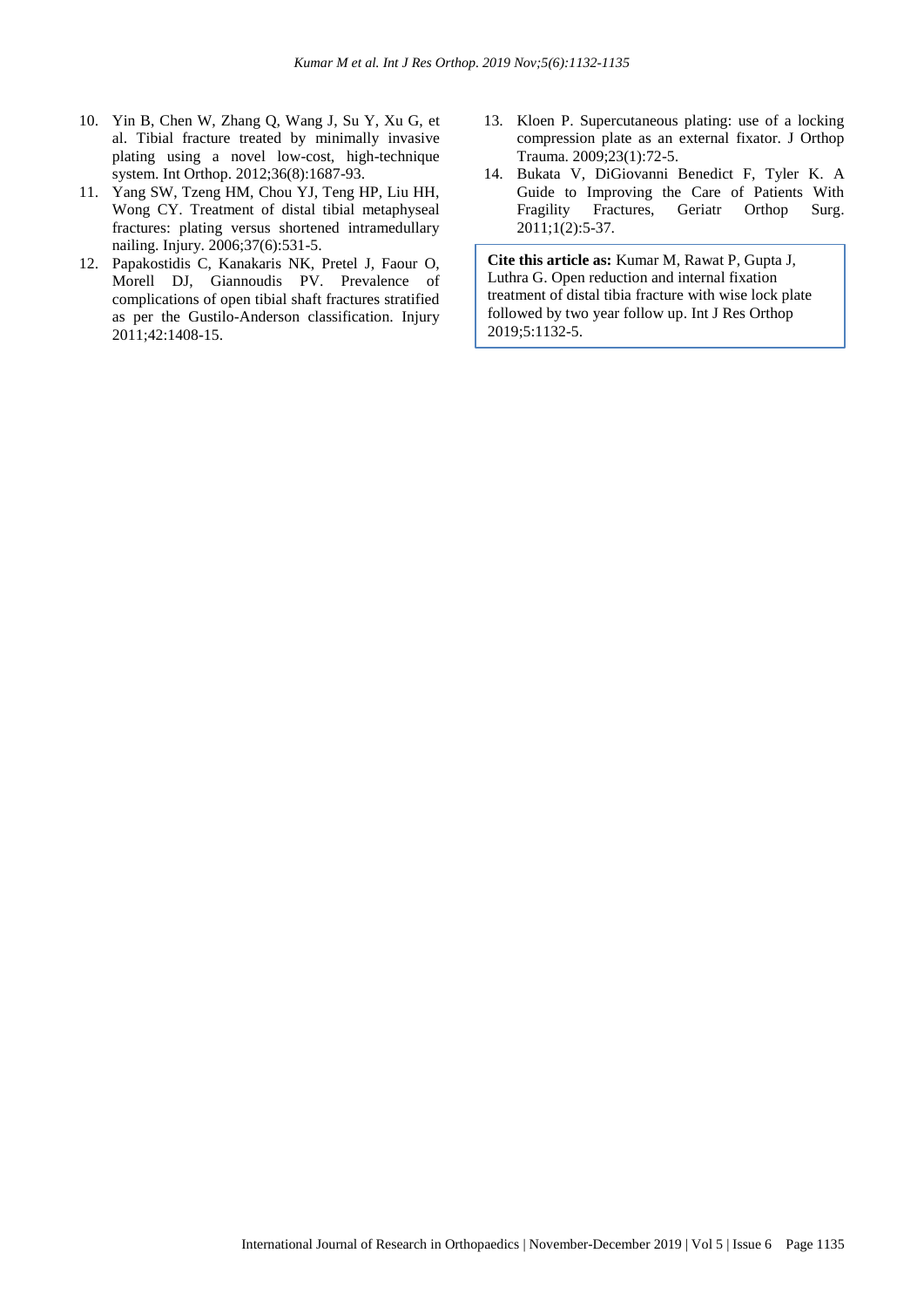10. Yin B, Chen W, Zhang Q, Wang J, Su Y, Xu G, et al. Tibial fracture treated by minimally invasive plating using a novel low-cost, high-technique system. Int Orthop. 2012;36(8):1687-93.
11. Yang SW, Tzeng HM, Chou YJ, Teng HP, Liu HH, Wong CY. Treatment of distal tibial metaphyseal fractures: plating versus shortened intramedullary nailing. Injury. 2006;37(6):531-5.
12. Papakostidis C, Kanakaris NK, Pretel J, Faour O, Morell DJ, Giannoudis PV. Prevalence of complications of open tibial shaft fractures stratified as per the Gustilo-Anderson classification. Injury 2011;42:1408-15.
13. Kloen P. Supercutaneous plating: use of a locking compression plate as an external fixator. J Orthop Trauma. 2009;23(1):72-5.
14. Bukata V, DiGiovanni Benedict F, Tyler K. A Guide to Improving the Care of Patients With Fragility Fractures, Geriatr Orthop Surg. 2011;1(2):5-37.

**Cite this article as:** Kumar M, Rawat P, Gupta J, Luthra G. Open reduction and internal fixation treatment of distal tibia fracture with wise lock plate followed by two year follow up. Int J Res Orthop 2019;5:1132-5.